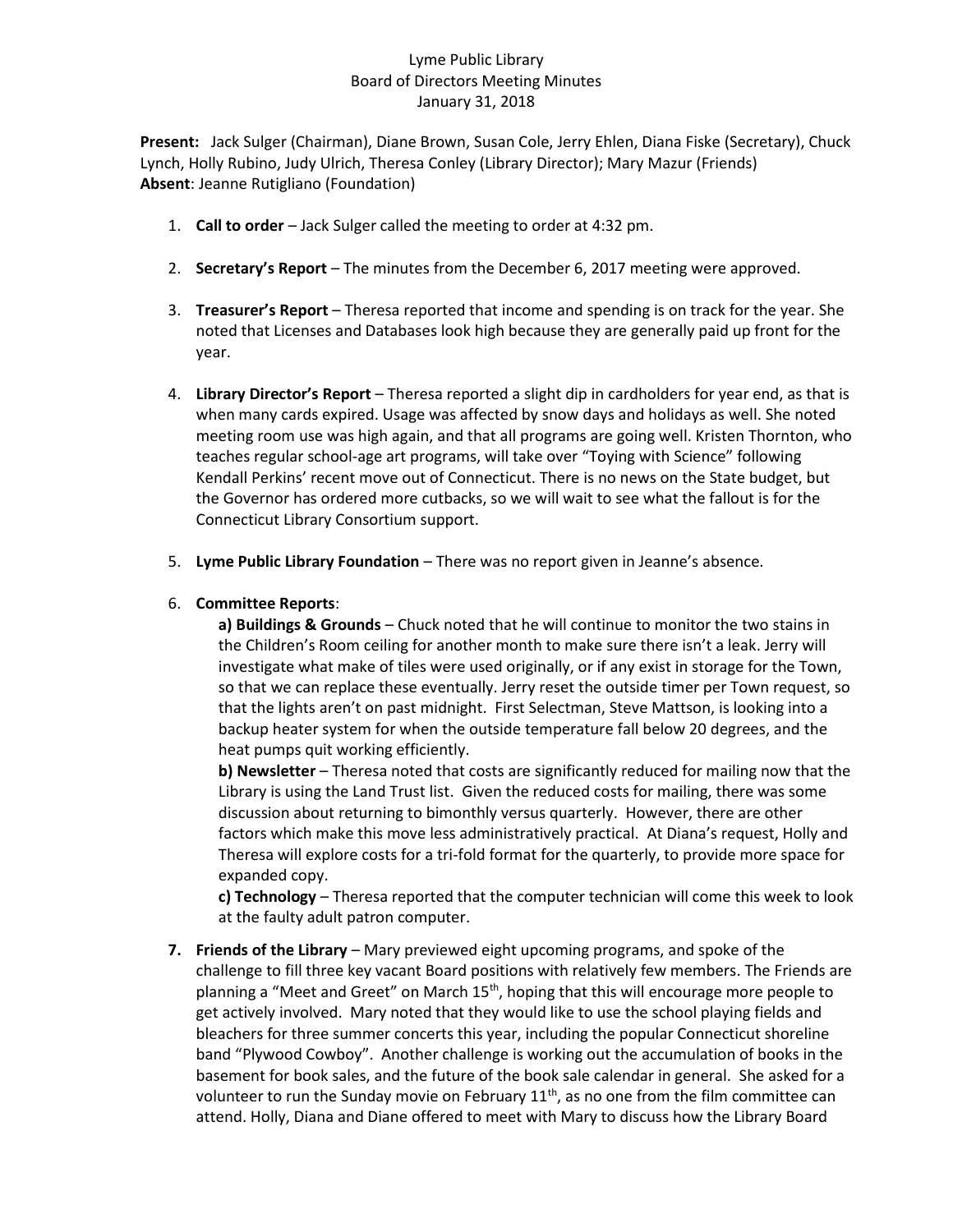Lyme Public Library
Board of Directors Meeting Minutes
January 31, 2018

**Present:** Jack Sulger (Chairman), Diane Brown, Susan Cole, Jerry Ehlen, Diana Fiske (Secretary), Chuck Lynch, Holly Rubino, Judy Ulrich, Theresa Conley (Library Director); Mary Mazur (Friends)
**Absent**: Jeanne Rutigliano (Foundation)

1. **Call to order** – Jack Sulger called the meeting to order at 4:32 pm.

2. **Secretary's Report** – The minutes from the December 6, 2017 meeting were approved.

3. **Treasurer's Report** – Theresa reported that income and spending is on track for the year. She noted that Licenses and Databases look high because they are generally paid up front for the year.

4. **Library Director's Report** – Theresa reported a slight dip in cardholders for year end, as that is when many cards expired. Usage was affected by snow days and holidays as well. She noted meeting room use was high again, and that all programs are going well. Kristen Thornton, who teaches regular school-age art programs, will take over "Toying with Science" following Kendall Perkins' recent move out of Connecticut. There is no news on the State budget, but the Governor has ordered more cutbacks, so we will wait to see what the fallout is for the Connecticut Library Consortium support.

5. **Lyme Public Library Foundation** – There was no report given in Jeanne's absence.

6. **Committee Reports**:

   **a) Buildings & Grounds** – Chuck noted that he will continue to monitor the two stains in the Children's Room ceiling for another month to make sure there isn't a leak. Jerry will investigate what make of tiles were used originally, or if any exist in storage for the Town, so that we can replace these eventually. Jerry reset the outside timer per Town request, so that the lights aren't on past midnight. First Selectman, Steve Mattson, is looking into a backup heater system for when the outside temperature fall below 20 degrees, and the heat pumps quit working efficiently.

   **b) Newsletter** – Theresa noted that costs are significantly reduced for mailing now that the Library is using the Land Trust list. Given the reduced costs for mailing, there was some discussion about returning to bimonthly versus quarterly. However, there are other factors which make this move less administratively practical. At Diana's request, Holly and Theresa will explore costs for a tri-fold format for the quarterly, to provide more space for expanded copy.

   **c) Technology** – Theresa reported that the computer technician will come this week to look at the faulty adult patron computer.

7. **Friends of the Library** – Mary previewed eight upcoming programs, and spoke of the challenge to fill three key vacant Board positions with relatively few members. The Friends are planning a "Meet and Greet" on March 15th, hoping that this will encourage more people to get actively involved. Mary noted that they would like to use the school playing fields and bleachers for three summer concerts this year, including the popular Connecticut shoreline band "Plywood Cowboy". Another challenge is working out the accumulation of books in the basement for book sales, and the future of the book sale calendar in general. She asked for a volunteer to run the Sunday movie on February 11th, as no one from the film committee can attend. Holly, Diana and Diane offered to meet with Mary to discuss how the Library Board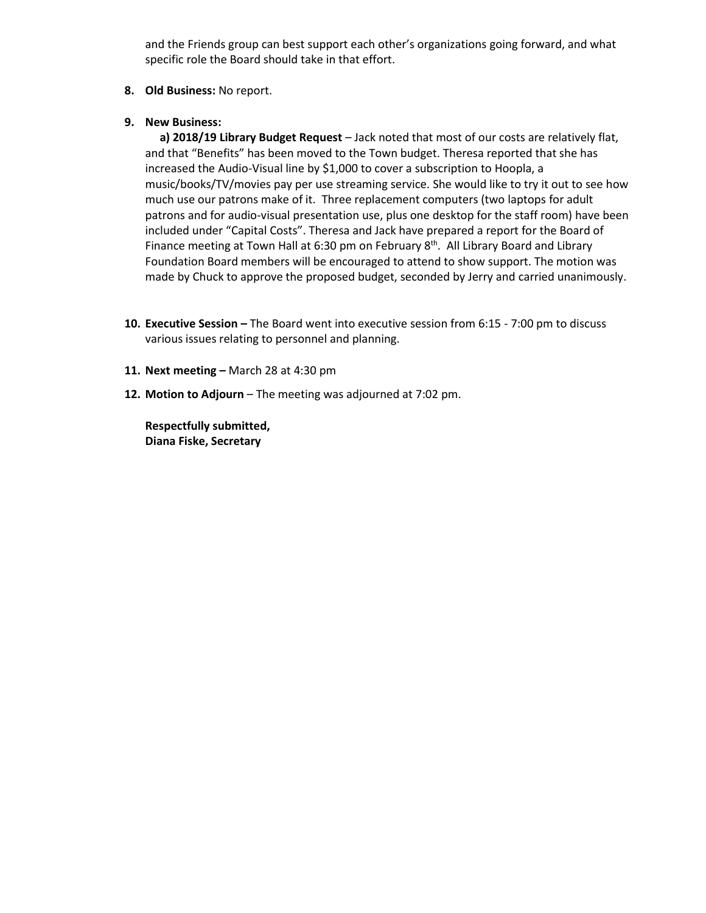and the Friends group can best support each other's organizations going forward, and what specific role the Board should take in that effort.

8. **Old Business:** No report.

9. **New Business:**

   **a) 2018/19 Library Budget Request** – Jack noted that most of our costs are relatively flat, and that "Benefits" has been moved to the Town budget. Theresa reported that she has increased the Audio-Visual line by $1,000 to cover a subscription to Hoopla, a music/books/TV/movies pay per use streaming service. She would like to try it out to see how much use our patrons make of it. Three replacement computers (two laptops for adult patrons and for audio-visual presentation use, plus one desktop for the staff room) have been included under "Capital Costs". Theresa and Jack have prepared a report for the Board of Finance meeting at Town Hall at 6:30 pm on February 8th. All Library Board and Library Foundation Board members will be encouraged to attend to show support. The motion was made by Chuck to approve the proposed budget, seconded by Jerry and carried unanimously.

10. **Executive Session –** The Board went into executive session from 6:15 - 7:00 pm to discuss various issues relating to personnel and planning.

11. **Next meeting –** March 28 at 4:30 pm

12. **Motion to Adjourn** – The meeting was adjourned at 7:02 pm.

**Respectfully submitted,**
**Diana Fiske, Secretary**